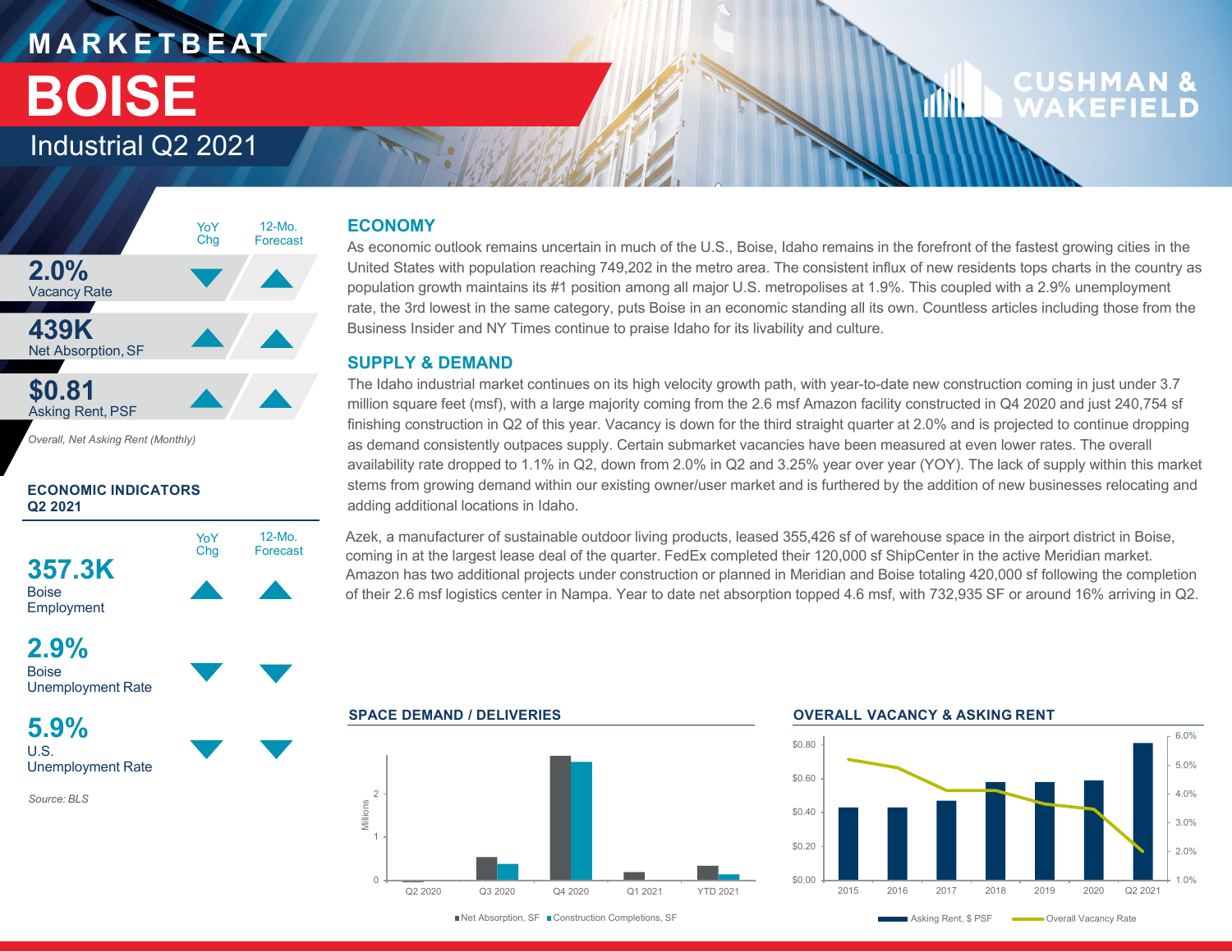# MARKETBEAT

# BOISE

## Industrial Q2 2021

| | YoY Chg | 12-Mo. Forecast |
|---|---|---|
| **2.0%** Vacancy Rate | ▼ | ▲ |
| **439K** Net Absorption, SF | ▲ | ▲ |
| **$0.81** Asking Rent, PSF | ▲ | ▲ |

*Overall, Net Asking Rent (Monthly)*

### ECONOMIC INDICATORS Q2 2021

| | YoY Chg | 12-Mo. Forecast |
|---|---|---|
| **357.3K** Boise Employment | ▲ | ▲ |
| **2.9%** Boise Unemployment Rate | ▼ | ▼ |
| **5.9%** U.S. Unemployment Rate | ▼ | ▼ |

*Source: BLS*

## ECONOMY

As economic outlook remains uncertain in much of the U.S., Boise, Idaho remains in the forefront of the fastest growing cities in the United States with population reaching 749,202 in the metro area. The consistent influx of new residents tops charts in the country as population growth maintains its #1 position among all major U.S. metropolises at 1.9%. This coupled with a 2.9% unemployment rate, the 3rd lowest in the same category, puts Boise in an economic standing all its own. Countless articles including those from the Business Insider and NY Times continue to praise Idaho for its livability and culture.

## SUPPLY & DEMAND

The Idaho industrial market continues on its high velocity growth path, with year-to-date new construction coming in just under 3.7 million square feet (msf), with a large majority coming from the 2.6 msf Amazon facility constructed in Q4 2020 and just 240,754 sf finishing construction in Q2 of this year. Vacancy is down for the third straight quarter at 2.0% and is projected to continue dropping as demand consistently outpaces supply. Certain submarket vacancies have been measured at even lower rates. The overall availability rate dropped to 1.1% in Q2, down from 2.0% in Q2 and 3.25% year over year (YOY). The lack of supply within this market stems from growing demand within our existing owner/user market and is furthered by the addition of new businesses relocating and adding additional locations in Idaho.

Azek, a manufacturer of sustainable outdoor living products, leased 355,426 sf of warehouse space in the airport district in Boise, coming in at the largest lease deal of the quarter. FedEx completed their 120,000 sf ShipCenter in the active Meridian market. Amazon has two additional projects under construction or planned in Meridian and Boise totaling 420,000 sf following the completion of their 2.6 msf logistics center in Nampa. Year to date net absorption topped 4.6 msf, with 732,935 SF or around 16% arriving in Q2.

### SPACE DEMAND / DELIVERIES

Millions; Net Absorption, SF / Construction Completions, SF — Q2 2020, Q3 2020, Q4 2020, Q1 2021, YTD 2021

### OVERALL VACANCY & ASKING RENT

Asking Rent, $ PSF / Overall Vacancy Rate — 2015, 2016, 2017, 2018, 2019, 2020, Q2 2021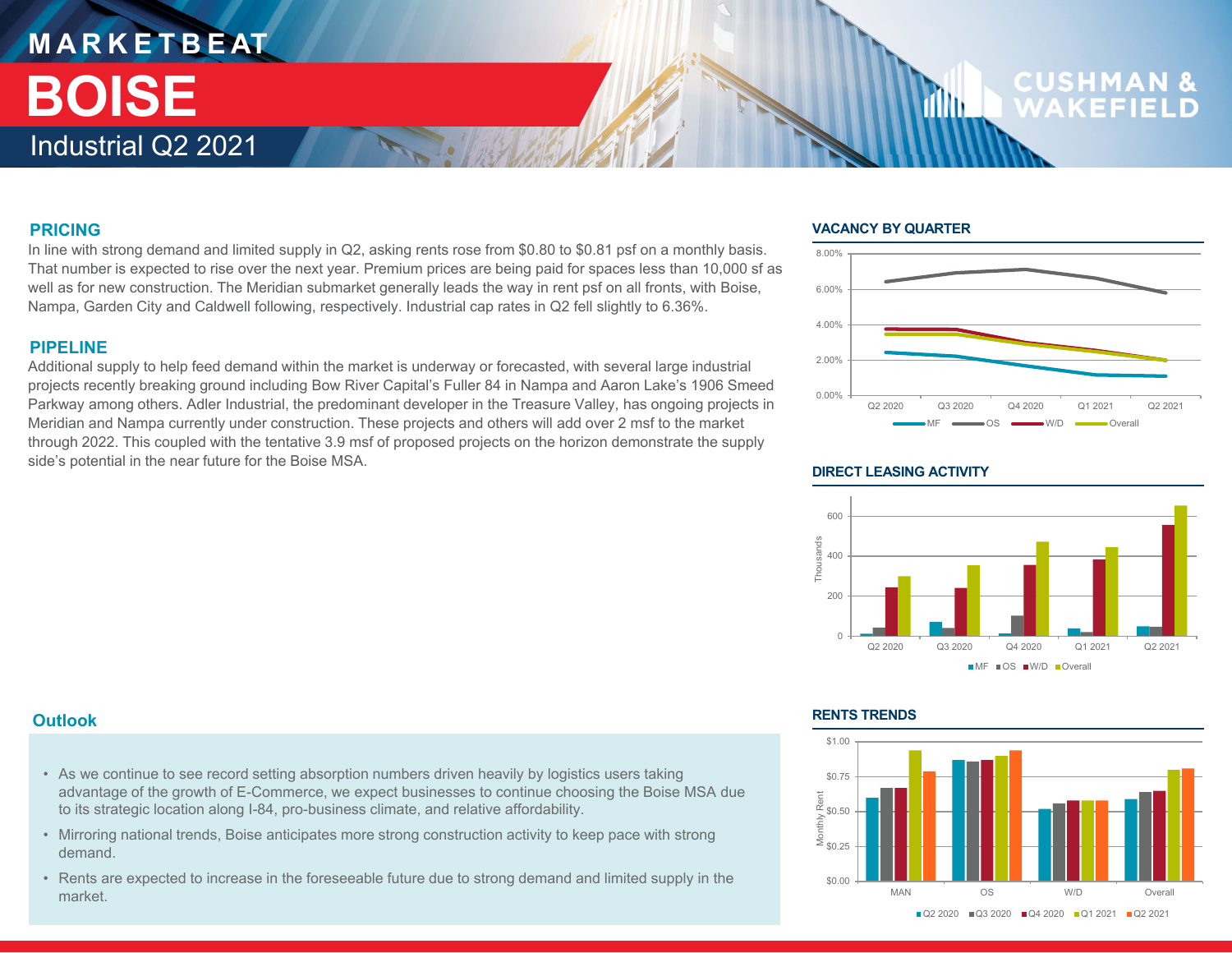# MARKETBEAT

# BOISE

## Industrial Q2 2021

### PRICING

In line with strong demand and limited supply in Q2, asking rents rose from $0.80 to $0.81 psf on a monthly basis. That number is expected to rise over the next year. Premium prices are being paid for spaces less than 10,000 sf as well as for new construction. The Meridian submarket generally leads the way in rent psf on all fronts, with Boise, Nampa, Garden City and Caldwell following, respectively. Industrial cap rates in Q2 fell slightly to 6.36%.

### PIPELINE

Additional supply to help feed demand within the market is underway or forecasted, with several large industrial projects recently breaking ground including Bow River Capital's Fuller 84 in Nampa and Aaron Lake's 1906 Smeed Parkway among others. Adler Industrial, the predominant developer in the Treasure Valley, has ongoing projects in Meridian and Nampa currently under construction. These projects and others will add over 2 msf to the market through 2022. This coupled with the tentative 3.9 msf of proposed projects on the horizon demonstrate the supply side's potential in the near future for the Boise MSA.

### VACANCY BY QUARTER

### DIRECT LEASING ACTIVITY

### Outlook

- As we continue to see record setting absorption numbers driven heavily by logistics users taking advantage of the growth of E-Commerce, we expect businesses to continue choosing the Boise MSA due to its strategic location along I-84, pro-business climate, and relative affordability.
- Mirroring national trends, Boise anticipates more strong construction activity to keep pace with strong demand.
- Rents are expected to increase in the foreseeable future due to strong demand and limited supply in the market.

### RENTS TRENDS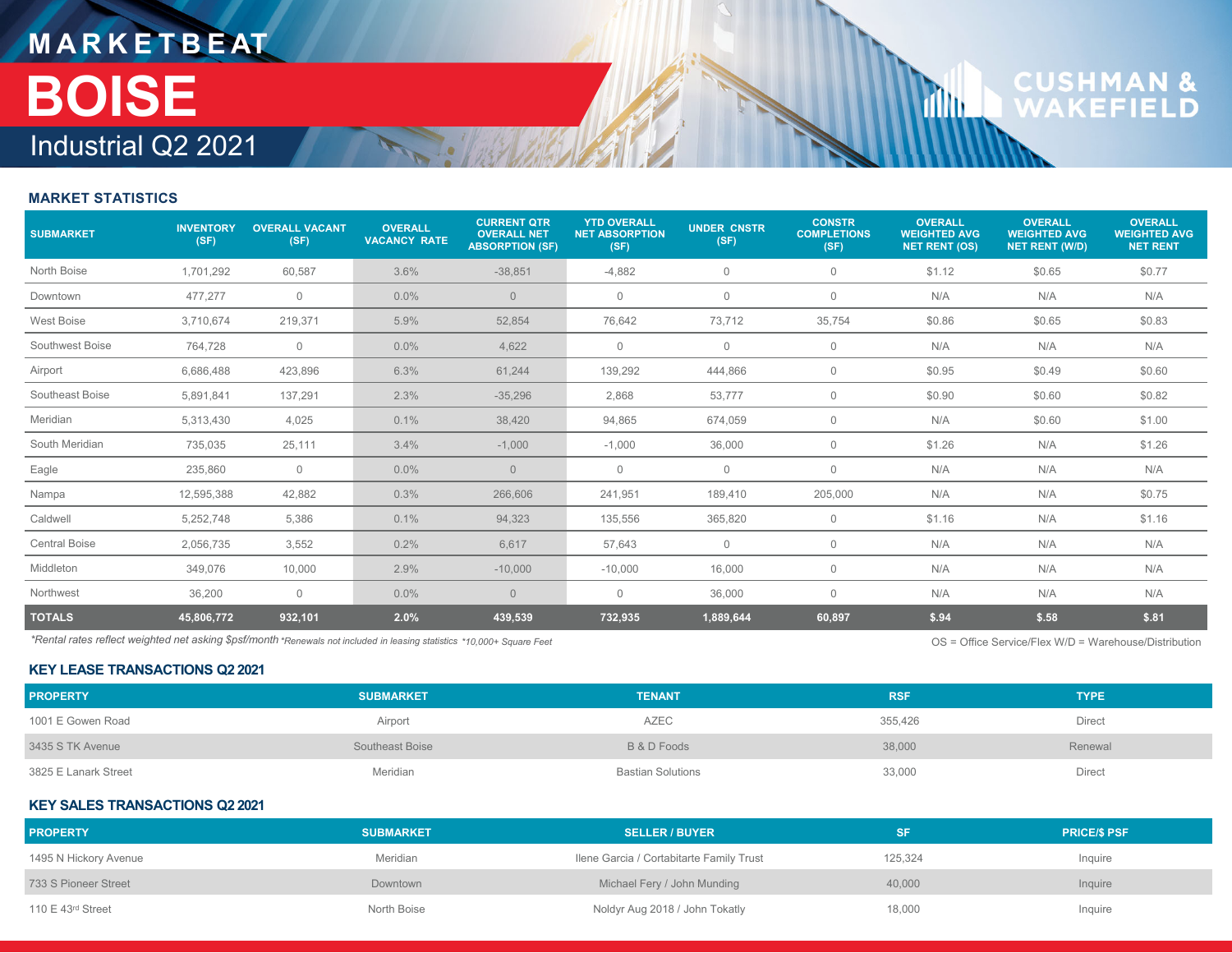# MARKETBEAT

# BOISE

## Industrial Q2 2021

### MARKET STATISTICS

| SUBMARKET | INVENTORY (SF) | OVERALL VACANT (SF) | OVERALL VACANCY RATE | CURRENT QTR OVERALL NET ABSORPTION (SF) | YTD OVERALL NET ABSORPTION (SF) | UNDER CNSTR (SF) | CONSTR COMPLETIONS (SF) | OVERALL WEIGHTED AVG NET RENT (OS) | OVERALL WEIGHTED AVG NET RENT (W/D) | OVERALL WEIGHTED AVG NET RENT |
|---|---|---|---|---|---|---|---|---|---|---|
| North Boise | 1,701,292 | 60,587 | 3.6% | -38,851 | -4,882 | 0 | 0 | $1.12 | $0.65 | $0.77 |
| Downtown | 477,277 | 0 | 0.0% | 0 | 0 | 0 | 0 | N/A | N/A | N/A |
| West Boise | 3,710,674 | 219,371 | 5.9% | 52,854 | 76,642 | 73,712 | 35,754 | $0.86 | $0.65 | $0.83 |
| Southwest Boise | 764,728 | 0 | 0.0% | 4,622 | 0 | 0 | 0 | N/A | N/A | N/A |
| Airport | 6,686,488 | 423,896 | 6.3% | 61,244 | 139,292 | 444,866 | 0 | $0.95 | $0.49 | $0.60 |
| Southeast Boise | 5,891,841 | 137,291 | 2.3% | -35,296 | 2,868 | 53,777 | 0 | $0.90 | $0.60 | $0.82 |
| Meridian | 5,313,430 | 4,025 | 0.1% | 38,420 | 94,865 | 674,059 | 0 | N/A | $0.60 | $1.00 |
| South Meridian | 735,035 | 25,111 | 3.4% | -1,000 | -1,000 | 36,000 | 0 | $1.26 | N/A | $1.26 |
| Eagle | 235,860 | 0 | 0.0% | 0 | 0 | 0 | 0 | N/A | N/A | N/A |
| Nampa | 12,595,388 | 42,882 | 0.3% | 266,606 | 241,951 | 189,410 | 205,000 | N/A | N/A | $0.75 |
| Caldwell | 5,252,748 | 5,386 | 0.1% | 94,323 | 135,556 | 365,820 | 0 | $1.16 | N/A | $1.16 |
| Central Boise | 2,056,735 | 3,552 | 0.2% | 6,617 | 57,643 | 0 | 0 | N/A | N/A | N/A |
| Middleton | 349,076 | 10,000 | 2.9% | -10,000 | -10,000 | 16,000 | 0 | N/A | N/A | N/A |
| Northwest | 36,200 | 0 | 0.0% | 0 | 0 | 36,000 | 0 | N/A | N/A | N/A |
| **TOTALS** | **45,806,772** | **932,101** | **2.0%** | **439,539** | **732,935** | **1,889,644** | **60,897** | **$.94** | **$.58** | **$.81** |

*Rental rates reflect weighted net asking $psf/month *Renewals not included in leasing statistics *10,000+ Square Feet*

OS = Office Service/Flex W/D = Warehouse/Distribution

### KEY LEASE TRANSACTIONS Q2 2021

| PROPERTY | SUBMARKET | TENANT | RSF | TYPE |
|---|---|---|---|---|
| 1001 E Gowen Road | Airport | AZEC | 355,426 | Direct |
| 3435 S TK Avenue | Southeast Boise | B & D Foods | 38,000 | Renewal |
| 3825 E Lanark Street | Meridian | Bastian Solutions | 33,000 | Direct |

### KEY SALES TRANSACTIONS Q2 2021

| PROPERTY | SUBMARKET | SELLER / BUYER | SF | PRICE/$ PSF |
|---|---|---|---|---|
| 1495 N Hickory Avenue | Meridian | Ilene Garcia / Cortabitarte Family Trust | 125,324 | Inquire |
| 733 S Pioneer Street | Downtown | Michael Fery / John Munding | 40,000 | Inquire |
| 110 E 43rd Street | North Boise | Noldyr Aug 2018 / John Tokatly | 18,000 | Inquire |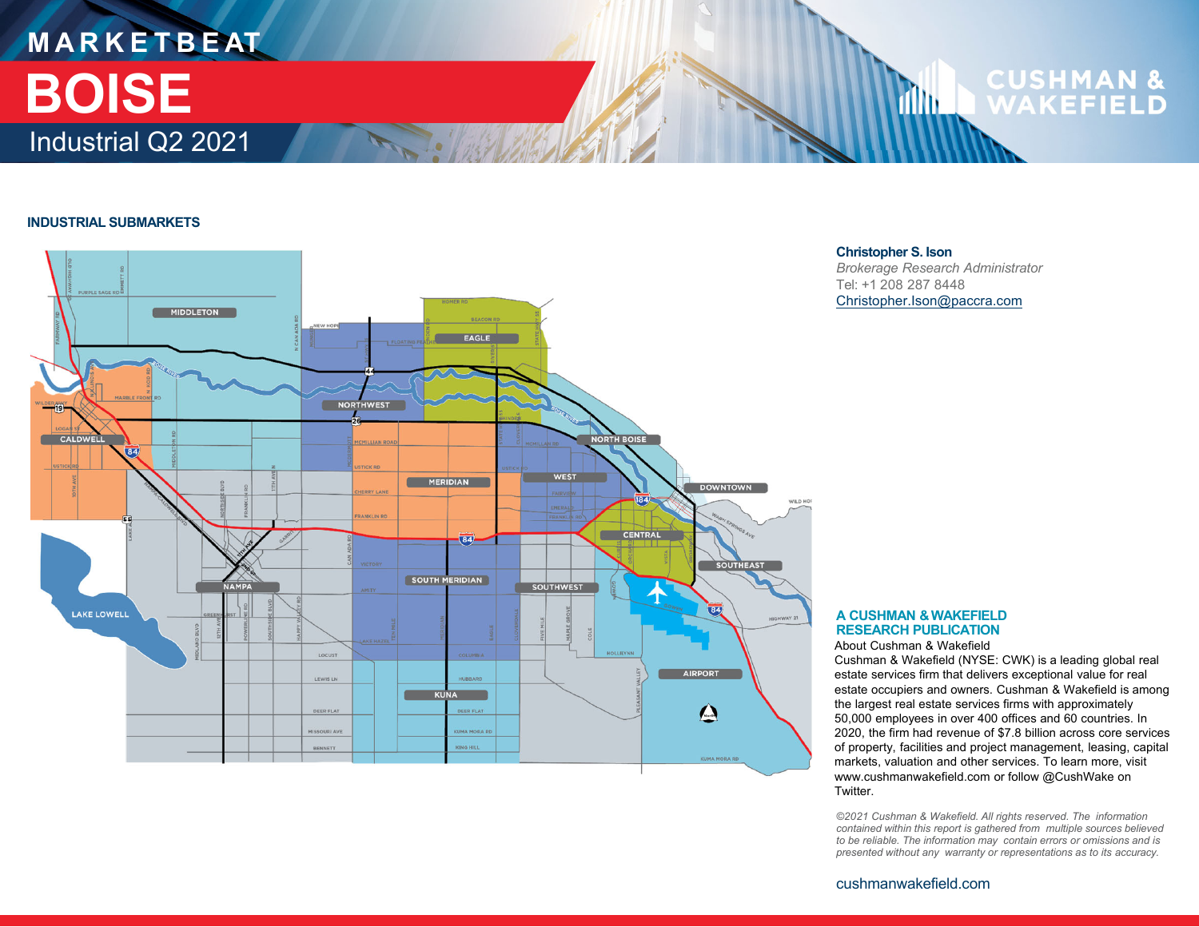# MARKETBEAT

# BOISE

Industrial Q2 2021

## INDUSTRIAL SUBMARKETS

MIDDLETON
EAGLE
NORTHWEST
CALDWELL
NORTH BOISE
MERIDIAN
WEST
DOWNTOWN
CENTRAL
SOUTHEAST
NAMPA
SOUTH MERIDIAN
SOUTHWEST
LAKE LOWELL
KUNA
AIRPORT

**Christopher S. Ison**
*Brokerage Research Administrator*
Tel: +1 208 287 8448
Christopher.Ison@paccra.com

### A CUSHMAN & WAKEFIELD RESEARCH PUBLICATION

About Cushman & Wakefield
Cushman & Wakefield (NYSE: CWK) is a leading global real estate services firm that delivers exceptional value for real estate occupiers and owners. Cushman & Wakefield is among the largest real estate services firms with approximately 50,000 employees in over 400 offices and 60 countries. In 2020, the firm had revenue of $7.8 billion across core services of property, facilities and project management, leasing, capital markets, valuation and other services. To learn more, visit www.cushmanwakefield.com or follow @CushWake on Twitter.

*©2021 Cushman & Wakefield. All rights reserved. The information contained within this report is gathered from multiple sources believed to be reliable. The information may contain errors or omissions and is presented without any warranty or representations as to its accuracy.*

cushmanwakefield.com